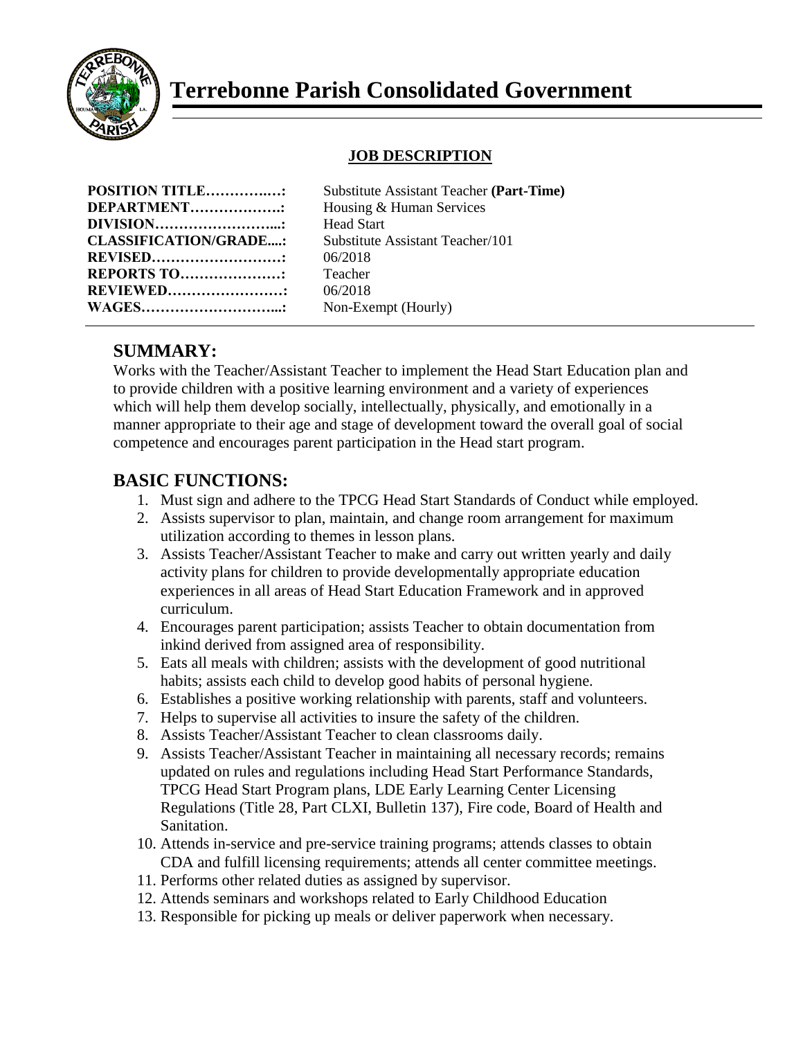# Terrebonne Parish Consolidated Government

## JOB DESCRIPTION

| | |
|---|---|
| **POSITION TITLE…………..:** | Substitute Assistant Teacher **(Part-Time)** |
| **DEPARTMENT……………….:** | Housing & Human Services |
| **DIVISION……………………...:** | Head Start |
| **CLASSIFICATION/GRADE....:** | Substitute Assistant Teacher/101 |
| **REVISED………………………:** | 06/2018 |
| **REPORTS TO…………………:** | Teacher |
| **REVIEWED……………………:** | 06/2018 |
| **WAGES………………………...:** | Non-Exempt (Hourly) |

## SUMMARY:

Works with the Teacher/Assistant Teacher to implement the Head Start Education plan and to provide children with a positive learning environment and a variety of experiences which will help them develop socially, intellectually, physically, and emotionally in a manner appropriate to their age and stage of development toward the overall goal of social competence and encourages parent participation in the Head start program.

## BASIC FUNCTIONS:

1. Must sign and adhere to the TPCG Head Start Standards of Conduct while employed.
2. Assists supervisor to plan, maintain, and change room arrangement for maximum utilization according to themes in lesson plans.
3. Assists Teacher/Assistant Teacher to make and carry out written yearly and daily activity plans for children to provide developmentally appropriate education experiences in all areas of Head Start Education Framework and in approved curriculum.
4. Encourages parent participation; assists Teacher to obtain documentation from inkind derived from assigned area of responsibility.
5. Eats all meals with children; assists with the development of good nutritional habits; assists each child to develop good habits of personal hygiene.
6. Establishes a positive working relationship with parents, staff and volunteers.
7. Helps to supervise all activities to insure the safety of the children.
8. Assists Teacher/Assistant Teacher to clean classrooms daily.
9. Assists Teacher/Assistant Teacher in maintaining all necessary records; remains updated on rules and regulations including Head Start Performance Standards, TPCG Head Start Program plans, LDE Early Learning Center Licensing Regulations (Title 28, Part CLXI, Bulletin 137), Fire code, Board of Health and Sanitation.
10. Attends in-service and pre-service training programs; attends classes to obtain CDA and fulfill licensing requirements; attends all center committee meetings.
11. Performs other related duties as assigned by supervisor.
12. Attends seminars and workshops related to Early Childhood Education
13. Responsible for picking up meals or deliver paperwork when necessary.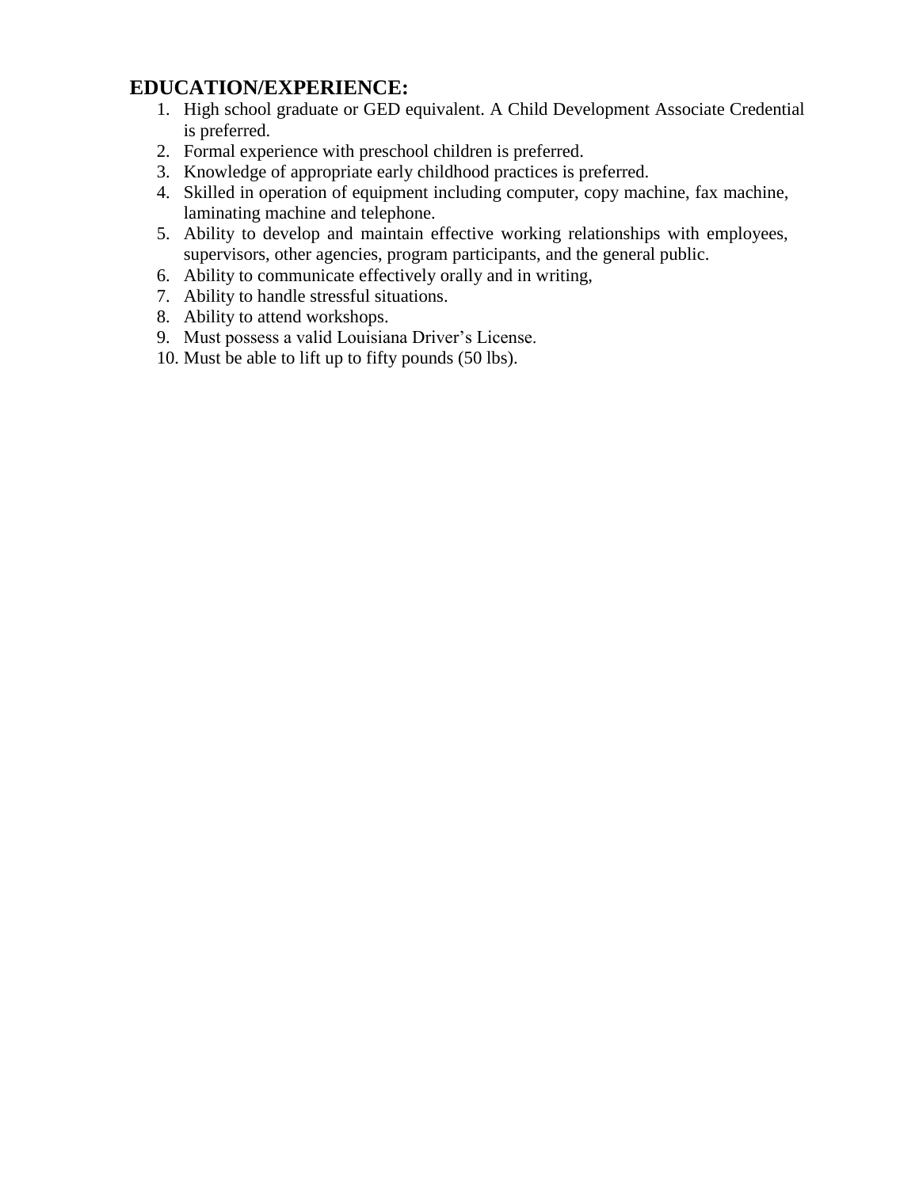## EDUCATION/EXPERIENCE:

1. High school graduate or GED equivalent. A Child Development Associate Credential is preferred.
2. Formal experience with preschool children is preferred.
3. Knowledge of appropriate early childhood practices is preferred.
4. Skilled in operation of equipment including computer, copy machine, fax machine, laminating machine and telephone.
5. Ability to develop and maintain effective working relationships with employees, supervisors, other agencies, program participants, and the general public.
6. Ability to communicate effectively orally and in writing,
7. Ability to handle stressful situations.
8. Ability to attend workshops.
9. Must possess a valid Louisiana Driver's License.
10. Must be able to lift up to fifty pounds (50 lbs).